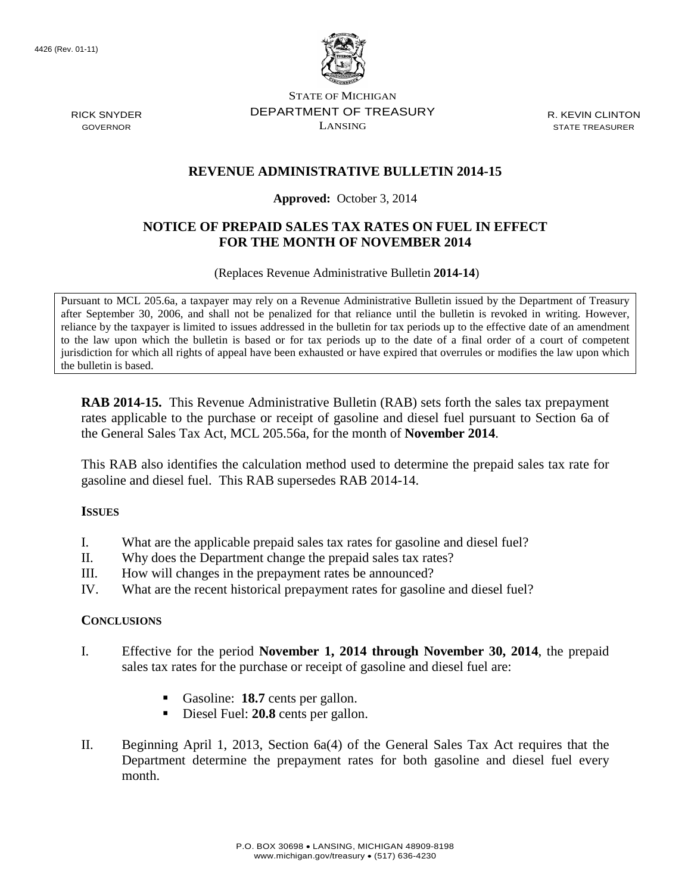4426 (Rev. 01-11)

STATE OF MICHIGAN
DEPARTMENT OF TREASURY
LANSING

RICK SNYDER
GOVERNOR

R. KEVIN CLINTON
STATE TREASURER

# REVENUE ADMINISTRATIVE BULLETIN 2014-15

**Approved:** October 3, 2014

## NOTICE OF PREPAID SALES TAX RATES ON FUEL IN EFFECT FOR THE MONTH OF NOVEMBER 2014

(Replaces Revenue Administrative Bulletin **2014-14**)

> Pursuant to MCL 205.6a, a taxpayer may rely on a Revenue Administrative Bulletin issued by the Department of Treasury after September 30, 2006, and shall not be penalized for that reliance until the bulletin is revoked in writing. However, reliance by the taxpayer is limited to issues addressed in the bulletin for tax periods up to the effective date of an amendment to the law upon which the bulletin is based or for tax periods up to the date of a final order of a court of competent jurisdiction for which all rights of appeal have been exhausted or have expired that overrules or modifies the law upon which the bulletin is based.

**RAB 2014-15.** This Revenue Administrative Bulletin (RAB) sets forth the sales tax prepayment rates applicable to the purchase or receipt of gasoline and diesel fuel pursuant to Section 6a of the General Sales Tax Act, MCL 205.56a, for the month of **November 2014**.

This RAB also identifies the calculation method used to determine the prepaid sales tax rate for gasoline and diesel fuel. This RAB supersedes RAB 2014-14.

### ISSUES

I. What are the applicable prepaid sales tax rates for gasoline and diesel fuel?
II. Why does the Department change the prepaid sales tax rates?
III. How will changes in the prepayment rates be announced?
IV. What are the recent historical prepayment rates for gasoline and diesel fuel?

### CONCLUSIONS

I. Effective for the period **November 1, 2014 through November 30, 2014**, the prepaid sales tax rates for the purchase or receipt of gasoline and diesel fuel are:

- Gasoline: **18.7** cents per gallon.
- Diesel Fuel: **20.8** cents per gallon.

II. Beginning April 1, 2013, Section 6a(4) of the General Sales Tax Act requires that the Department determine the prepayment rates for both gasoline and diesel fuel every month.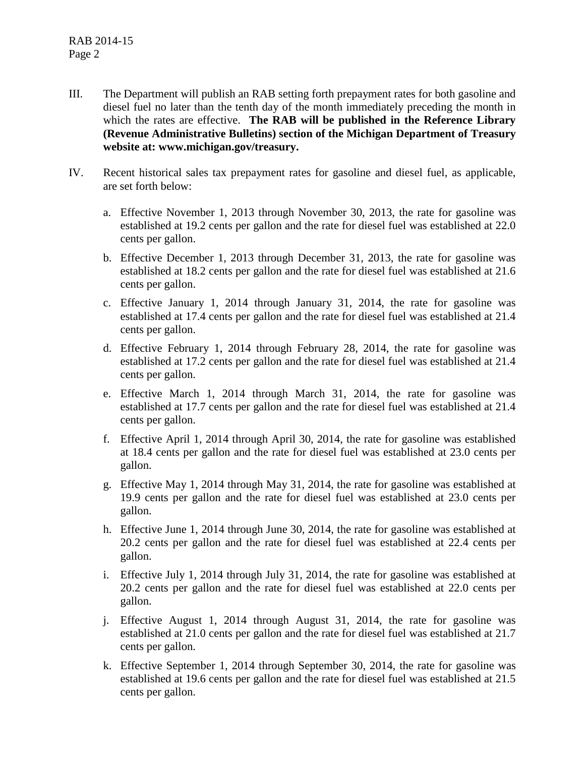III. The Department will publish an RAB setting forth prepayment rates for both gasoline and diesel fuel no later than the tenth day of the month immediately preceding the month in which the rates are effective. **The RAB will be published in the Reference Library (Revenue Administrative Bulletins) section of the Michigan Department of Treasury website at: www.michigan.gov/treasury.**

IV. Recent historical sales tax prepayment rates for gasoline and diesel fuel, as applicable, are set forth below:

a. Effective November 1, 2013 through November 30, 2013, the rate for gasoline was established at 19.2 cents per gallon and the rate for diesel fuel was established at 22.0 cents per gallon.

b. Effective December 1, 2013 through December 31, 2013, the rate for gasoline was established at 18.2 cents per gallon and the rate for diesel fuel was established at 21.6 cents per gallon.

c. Effective January 1, 2014 through January 31, 2014, the rate for gasoline was established at 17.4 cents per gallon and the rate for diesel fuel was established at 21.4 cents per gallon.

d. Effective February 1, 2014 through February 28, 2014, the rate for gasoline was established at 17.2 cents per gallon and the rate for diesel fuel was established at 21.4 cents per gallon.

e. Effective March 1, 2014 through March 31, 2014, the rate for gasoline was established at 17.7 cents per gallon and the rate for diesel fuel was established at 21.4 cents per gallon.

f. Effective April 1, 2014 through April 30, 2014, the rate for gasoline was established at 18.4 cents per gallon and the rate for diesel fuel was established at 23.0 cents per gallon.

g. Effective May 1, 2014 through May 31, 2014, the rate for gasoline was established at 19.9 cents per gallon and the rate for diesel fuel was established at 23.0 cents per gallon.

h. Effective June 1, 2014 through June 30, 2014, the rate for gasoline was established at 20.2 cents per gallon and the rate for diesel fuel was established at 22.4 cents per gallon.

i. Effective July 1, 2014 through July 31, 2014, the rate for gasoline was established at 20.2 cents per gallon and the rate for diesel fuel was established at 22.0 cents per gallon.

j. Effective August 1, 2014 through August 31, 2014, the rate for gasoline was established at 21.0 cents per gallon and the rate for diesel fuel was established at 21.7 cents per gallon.

k. Effective September 1, 2014 through September 30, 2014, the rate for gasoline was established at 19.6 cents per gallon and the rate for diesel fuel was established at 21.5 cents per gallon.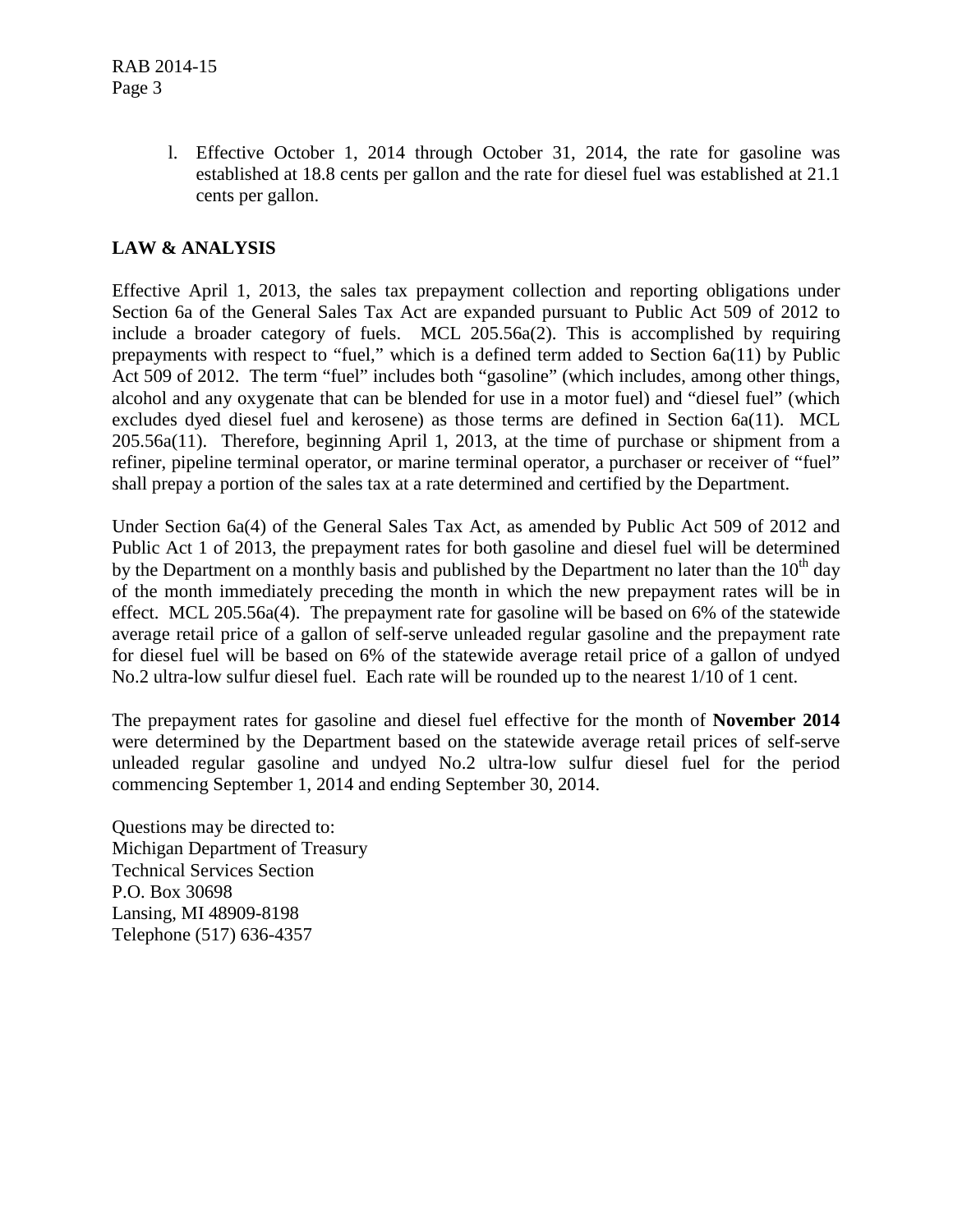l. Effective October 1, 2014 through October 31, 2014, the rate for gasoline was established at 18.8 cents per gallon and the rate for diesel fuel was established at 21.1 cents per gallon.

## LAW & ANALYSIS

Effective April 1, 2013, the sales tax prepayment collection and reporting obligations under Section 6a of the General Sales Tax Act are expanded pursuant to Public Act 509 of 2012 to include a broader category of fuels. MCL 205.56a(2). This is accomplished by requiring prepayments with respect to "fuel," which is a defined term added to Section 6a(11) by Public Act 509 of 2012. The term "fuel" includes both "gasoline" (which includes, among other things, alcohol and any oxygenate that can be blended for use in a motor fuel) and "diesel fuel" (which excludes dyed diesel fuel and kerosene) as those terms are defined in Section 6a(11). MCL 205.56a(11). Therefore, beginning April 1, 2013, at the time of purchase or shipment from a refiner, pipeline terminal operator, or marine terminal operator, a purchaser or receiver of "fuel" shall prepay a portion of the sales tax at a rate determined and certified by the Department.

Under Section 6a(4) of the General Sales Tax Act, as amended by Public Act 509 of 2012 and Public Act 1 of 2013, the prepayment rates for both gasoline and diesel fuel will be determined by the Department on a monthly basis and published by the Department no later than the 10th day of the month immediately preceding the month in which the new prepayment rates will be in effect. MCL 205.56a(4). The prepayment rate for gasoline will be based on 6% of the statewide average retail price of a gallon of self-serve unleaded regular gasoline and the prepayment rate for diesel fuel will be based on 6% of the statewide average retail price of a gallon of undyed No.2 ultra-low sulfur diesel fuel. Each rate will be rounded up to the nearest 1/10 of 1 cent.

The prepayment rates for gasoline and diesel fuel effective for the month of **November 2014** were determined by the Department based on the statewide average retail prices of self-serve unleaded regular gasoline and undyed No.2 ultra-low sulfur diesel fuel for the period commencing September 1, 2014 and ending September 30, 2014.

Questions may be directed to:
Michigan Department of Treasury
Technical Services Section
P.O. Box 30698
Lansing, MI 48909-8198
Telephone (517) 636-4357